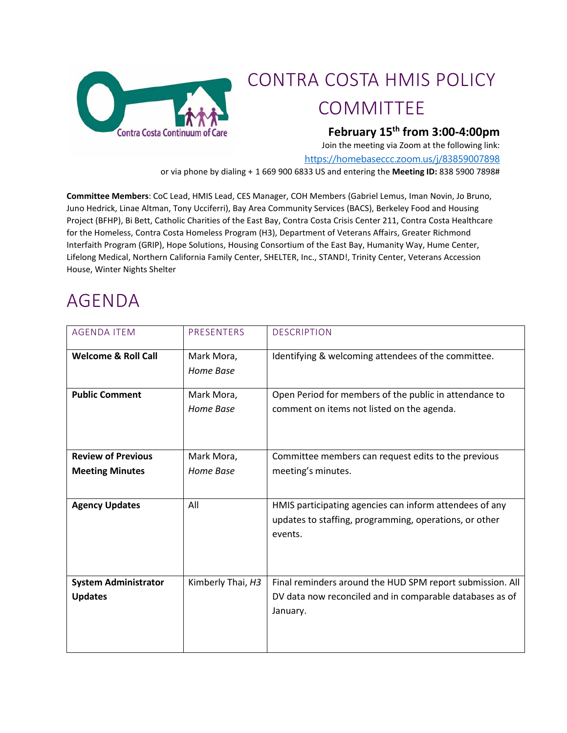Contra Costa Continuum of Care

# CONTRA COSTA HMIS POLICY COMMITTEE

**February 15th from 3:00-4:00pm**

Join the meeting via Zoom at the following link:

https://homebaseccc.zoom.us/j/83859007898

or via phone by dialing + 1 669 900 6833 US and entering the **Meeting ID:** 838 5900 7898#

**Committee Members**: CoC Lead, HMIS Lead, CES Manager, COH Members (Gabriel Lemus, Iman Novin, Jo Bruno, Juno Hedrick, Linae Altman, Tony Ucciferri), Bay Area Community Services (BACS), Berkeley Food and Housing Project (BFHP), Bi Bett, Catholic Charities of the East Bay, Contra Costa Crisis Center 211, Contra Costa Healthcare for the Homeless, Contra Costa Homeless Program (H3), Department of Veterans Affairs, Greater Richmond Interfaith Program (GRIP), Hope Solutions, Housing Consortium of the East Bay, Humanity Way, Hume Center, Lifelong Medical, Northern California Family Center, SHELTER, Inc., STAND!, Trinity Center, Veterans Accession House, Winter Nights Shelter

# AGENDA

| AGENDA ITEM | PRESENTERS | DESCRIPTION |
|---|---|---|
| **Welcome & Roll Call** | Mark Mora, *Home Base* | Identifying & welcoming attendees of the committee. |
| **Public Comment** | Mark Mora, *Home Base* | Open Period for members of the public in attendance to comment on items not listed on the agenda. |
| **Review of Previous Meeting Minutes** | Mark Mora, *Home Base* | Committee members can request edits to the previous meeting's minutes. |
| **Agency Updates** | All | HMIS participating agencies can inform attendees of any updates to staffing, programming, operations, or other events. |
| **System Administrator Updates** | Kimberly Thai, *H3* | Final reminders around the HUD SPM report submission. All DV data now reconciled and in comparable databases as of January. |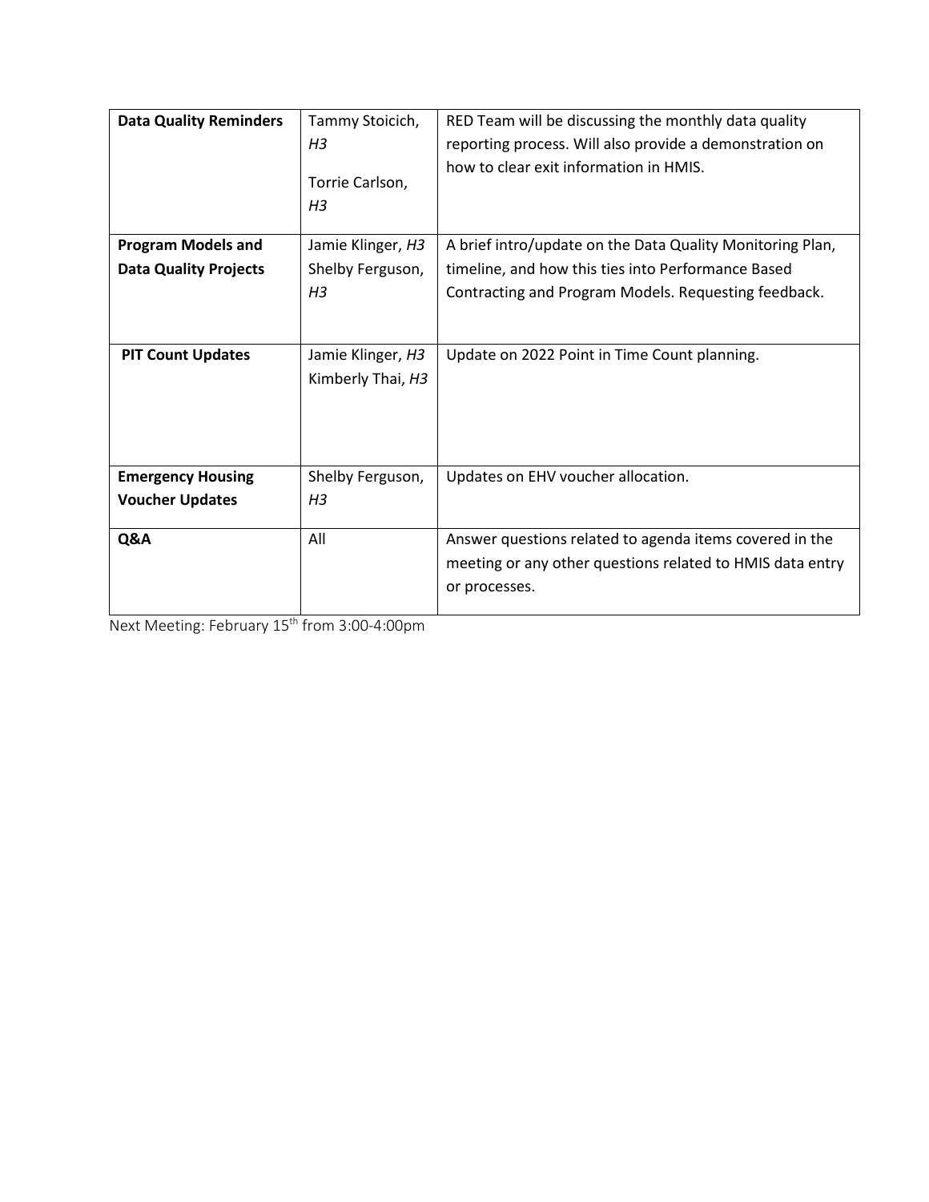| **Data Quality Reminders** | Tammy Stoicich, *H3*<br><br>Torrie Carlson, *H3* | RED Team will be discussing the monthly data quality reporting process. Will also provide a demonstration on how to clear exit information in HMIS. |
|---|---|---|
| **Program Models and Data Quality Projects** | Jamie Klinger, *H3*<br>Shelby Ferguson, *H3* | A brief intro/update on the Data Quality Monitoring Plan, timeline, and how this ties into Performance Based Contracting and Program Models. Requesting feedback. |
| **PIT Count Updates** | Jamie Klinger, *H3*<br>Kimberly Thai, *H3* | Update on 2022 Point in Time Count planning. |
| **Emergency Housing Voucher Updates** | Shelby Ferguson, *H3* | Updates on EHV voucher allocation. |
| **Q&A** | All | Answer questions related to agenda items covered in the meeting or any other questions related to HMIS data entry or processes. |

Next Meeting: February 15th from 3:00-4:00pm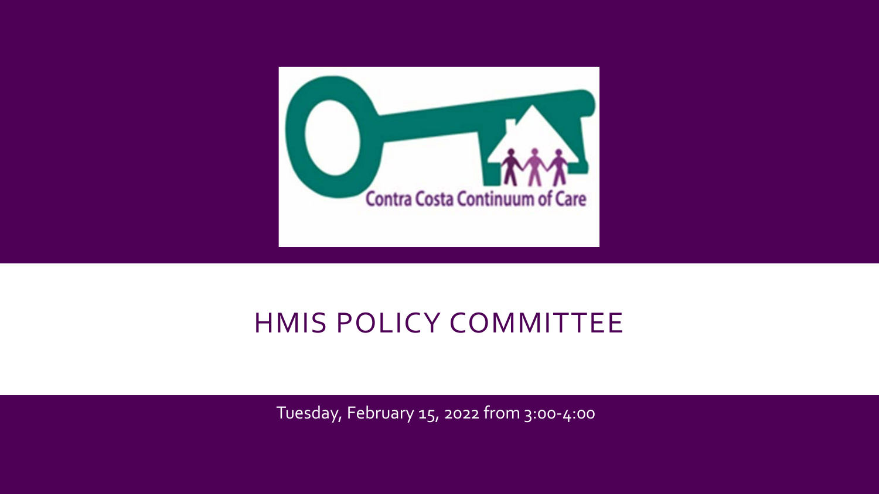Contra Costa Continuum of Care

# HMIS POLICY COMMITTEE

Tuesday, February 15, 2022 from 3:00-4:00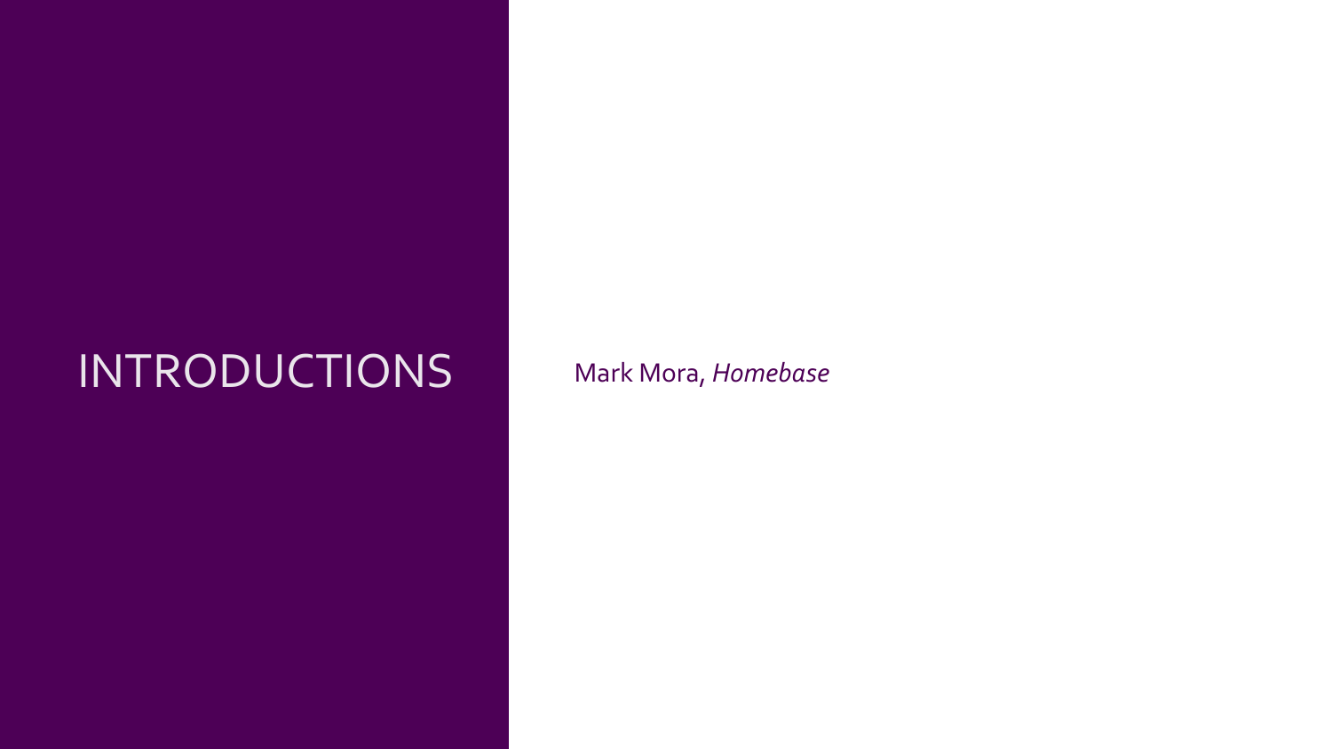# INTRODUCTIONS

Mark Mora, *Homebase*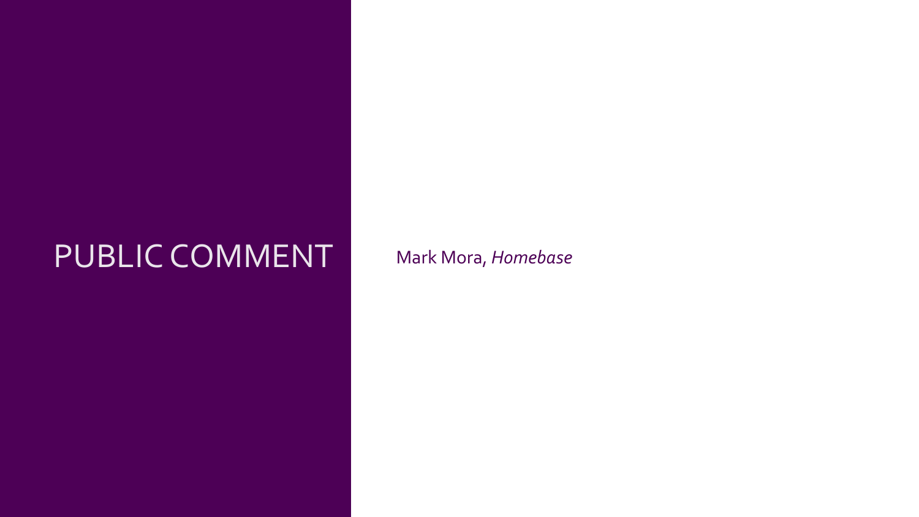# PUBLIC COMMENT

Mark Mora, *Homebase*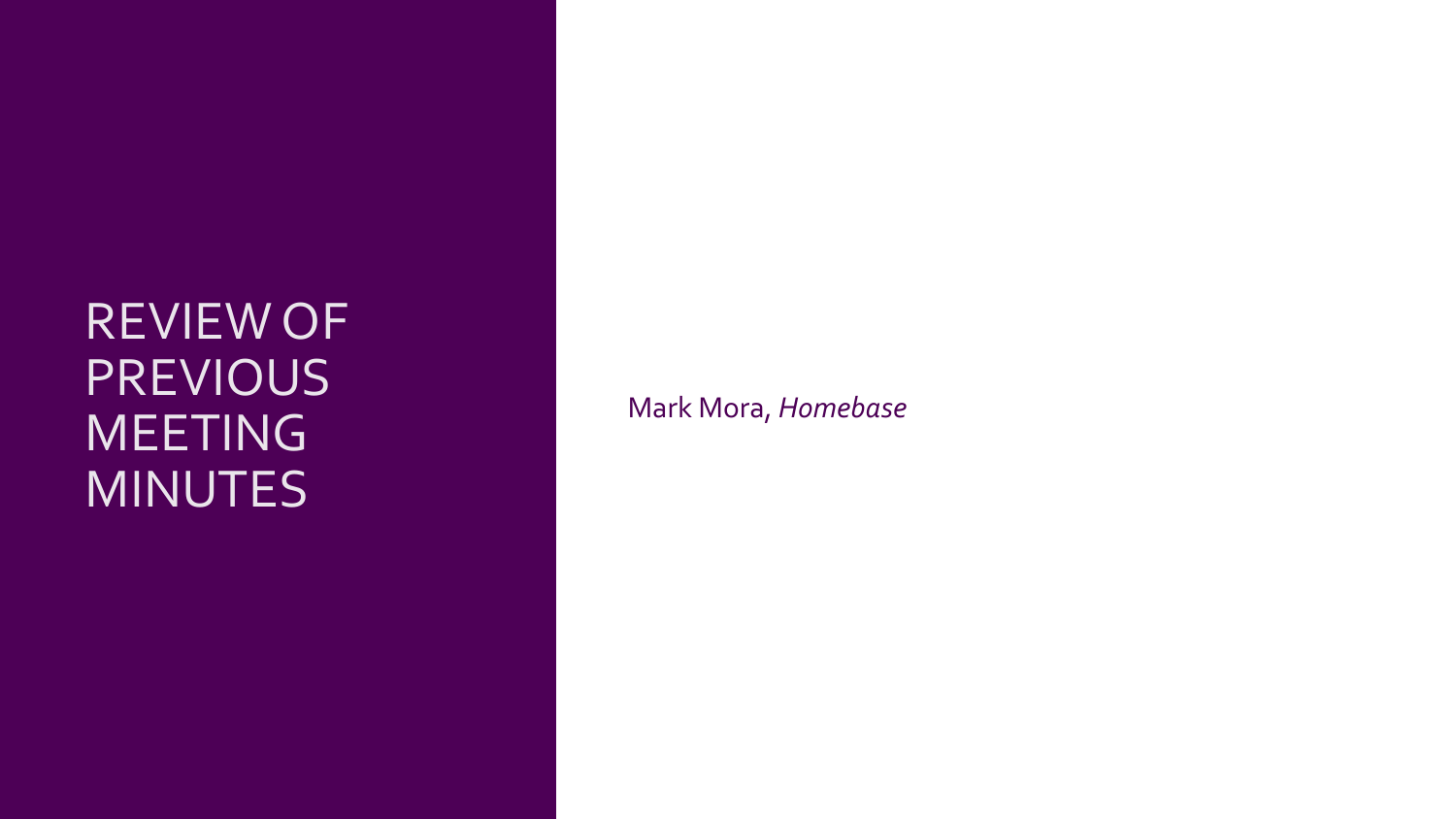# REVIEW OF PREVIOUS MEETING MINUTES

Mark Mora, *Homebase*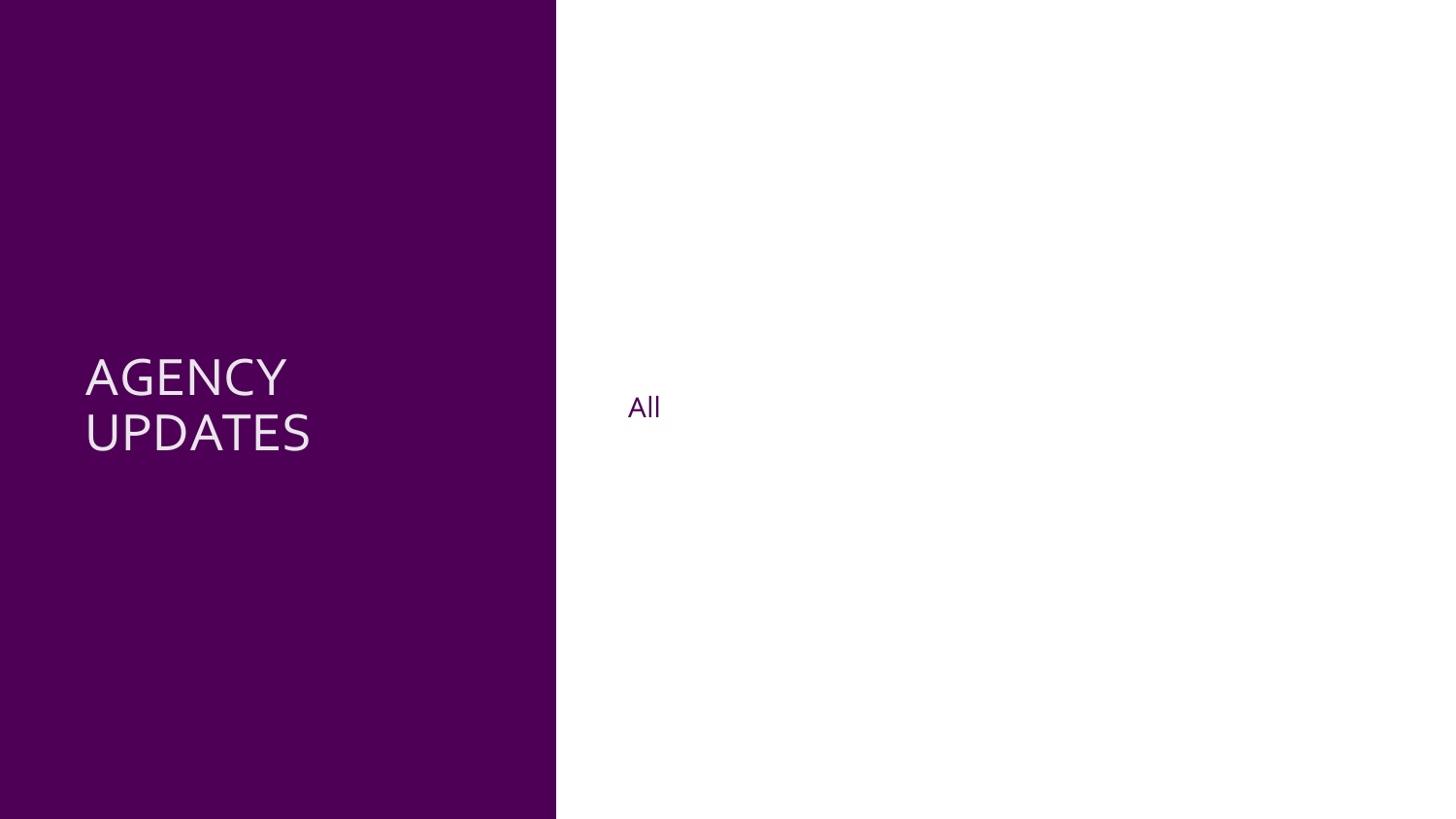# AGENCY UPDATES

All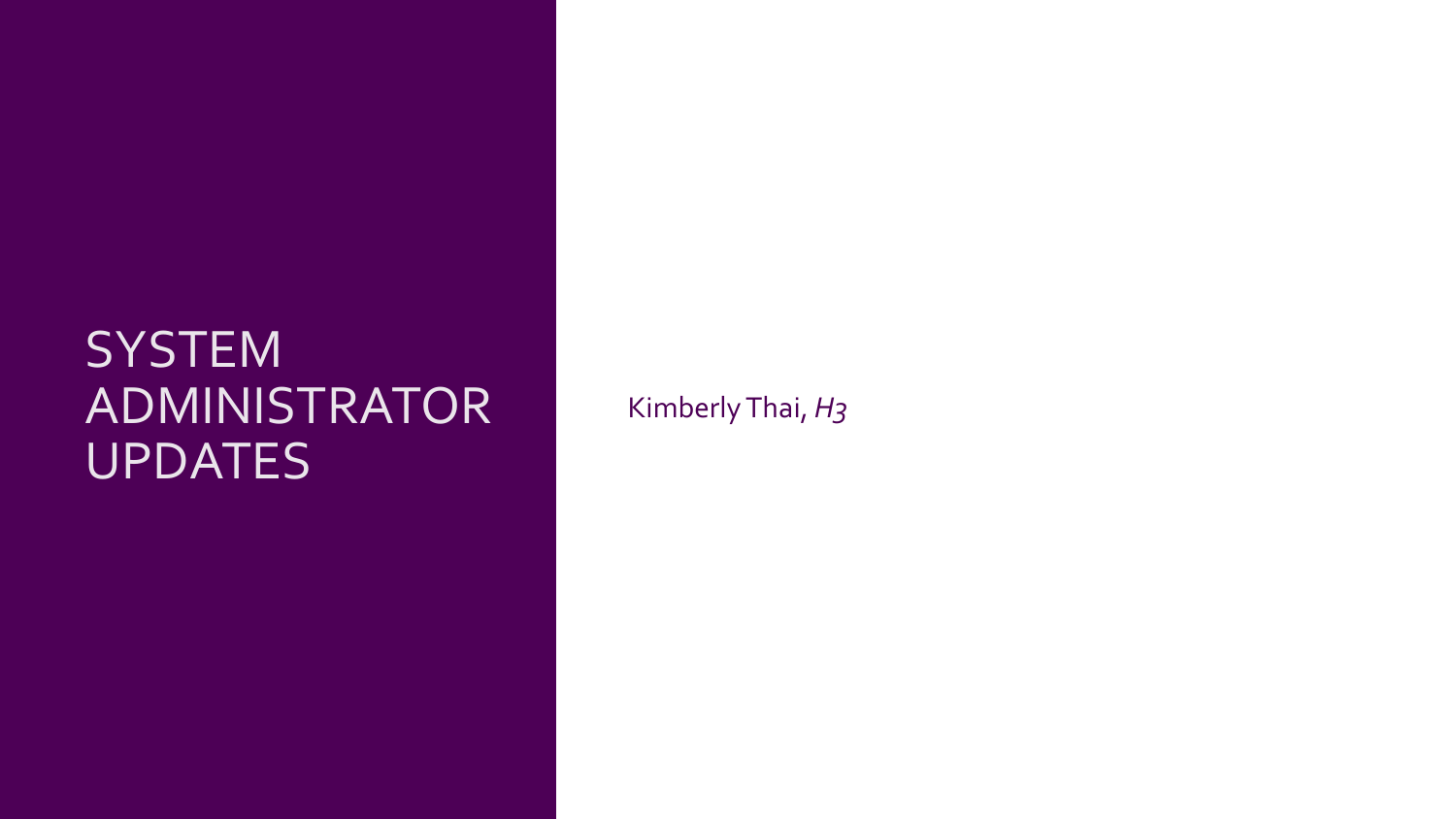# SYSTEM ADMINISTRATOR UPDATES

Kimberly Thai, *H3*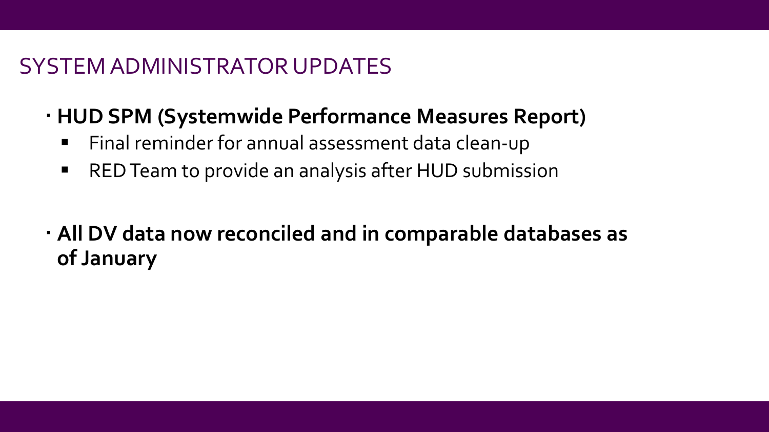## SYSTEM ADMINISTRATOR UPDATES

- **HUD SPM (Systemwide Performance Measures Report)**
  - Final reminder for annual assessment data clean-up
  - RED Team to provide an analysis after HUD submission

- **All DV data now reconciled and in comparable databases as of January**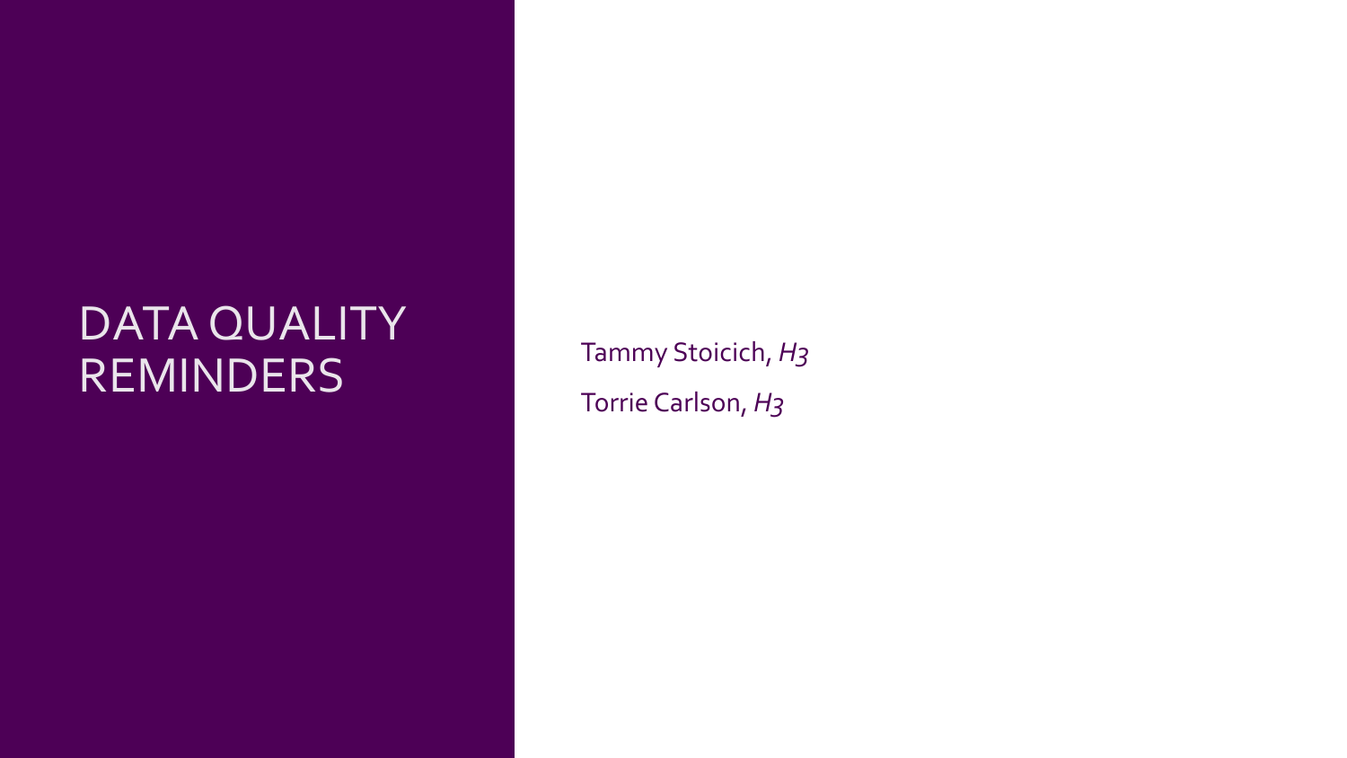# DATA QUALITY REMINDERS

Tammy Stoicich, *H3*

Torrie Carlson, *H3*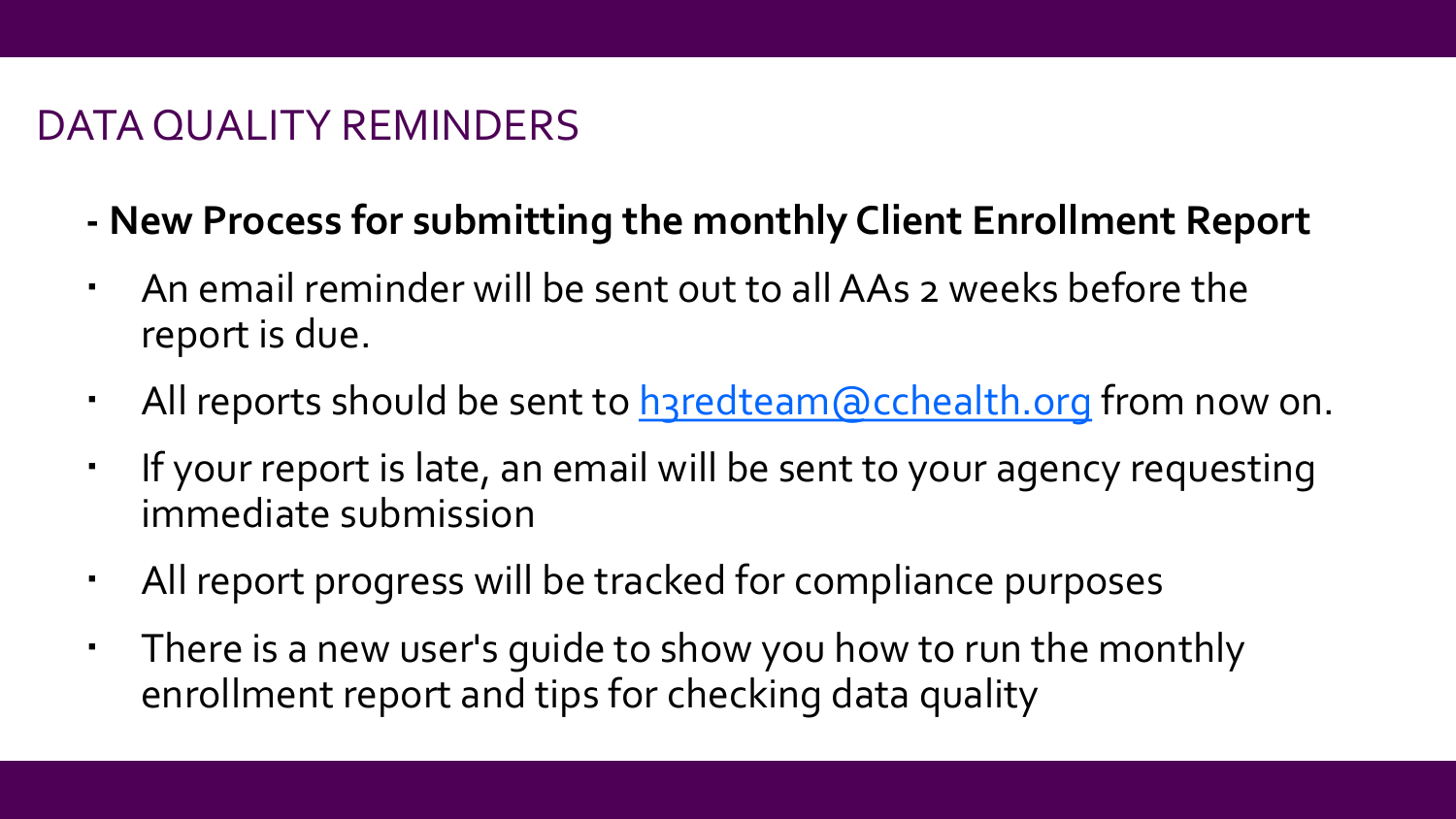# DATA QUALITY REMINDERS

**- New Process for submitting the monthly Client Enrollment Report**

- An email reminder will be sent out to all AAs 2 weeks before the report is due.
- All reports should be sent to [h3redteam@cchealth.org](mailto:h3redteam@cchealth.org) from now on.
- If your report is late, an email will be sent to your agency requesting immediate submission
- All report progress will be tracked for compliance purposes
- There is a new user's guide to show you how to run the monthly enrollment report and tips for checking data quality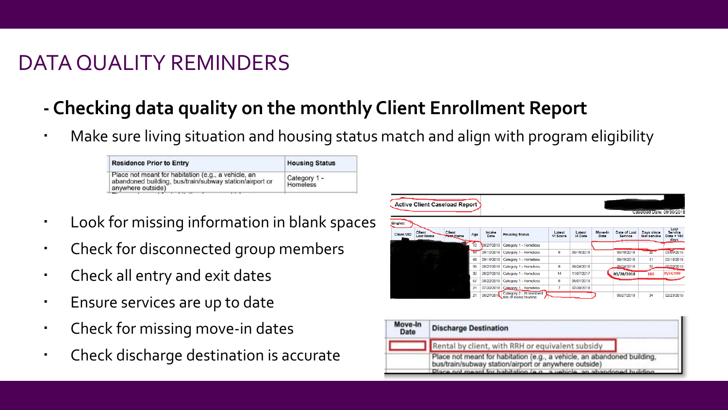# DATA QUALITY REMINDERS

## - Checking data quality on the monthly Client Enrollment Report

- Make sure living situation and housing status match and align with program eligibility

| Residence Prior to Entry | Housing Status |
|---|---|
| Place not meant for habitation (e.g., a vehicle, an abandoned building, bus/train/subway station/airport or anywhere outside) | Category 1 - Homeless |

- Look for missing information in blank spaces
- Check for disconnected group members
- Check all entry and exit dates
- Ensure services are up to date
- Check for missing move-in dates
- Check discharge destination is accurate

Active Client Caseload Report

Caseload Date: 09/30/2018

Singles:

| Client UID | Client Last Name | Client First Name | Age | Intake Date | Housing Status | Latest VI Score | Latest VI Date | Move-In Date | Date of Last Service | Days since last service | Last Service Date + 180 days |
|---|---|---|---|---|---|---|---|---|---|---|---|
| | | | 10 | 08/27/2018 | Category 1 - Homeless | | | | | | |
| | | | 44 | 09/10/2018 | Category 1 - Homeless | 6 | 09/10/2018 | | 09/10/2018 | 20 | 03/09/2019 |
| | | | 49 | 09/19/2018 | Category 1 - Homeless | | | | 09/19/2018 | 11 | 03/18/2019 |
| | | | 39 | 08/21/2018 | Category 1 - Homeless | 6 | 08/24/2018 | | 08/24/2018 | 37 | 02/20/2019 |
| | | | 30 | 08/27/2018 | Category 1 - Homeless | 14 | 11/07/2017 | | 03/28/2018 | 186 | 09/24/2018 |
| | | | 57 | 08/22/2018 | Category 1 - Homeless | 6 | 05/01/2018 | | | | |
| | | | 21 | 07/30/2018 | Category 1 - Homeless | 7 | 07/30/2018 | | | | |
| | | | 21 | 08/27/2018 | Category 2 - At imminent risk of losing housing | | | | 08/27/2018 | 34 | 02/23/2019 |

| Move-In Date | Discharge Destination |
|---|---|
| | Rental by client, with RRH or equivalent subsidy |
| | Place not meant for habitation (e.g., a vehicle, an abandoned building, bus/train/subway station/airport or anywhere outside) |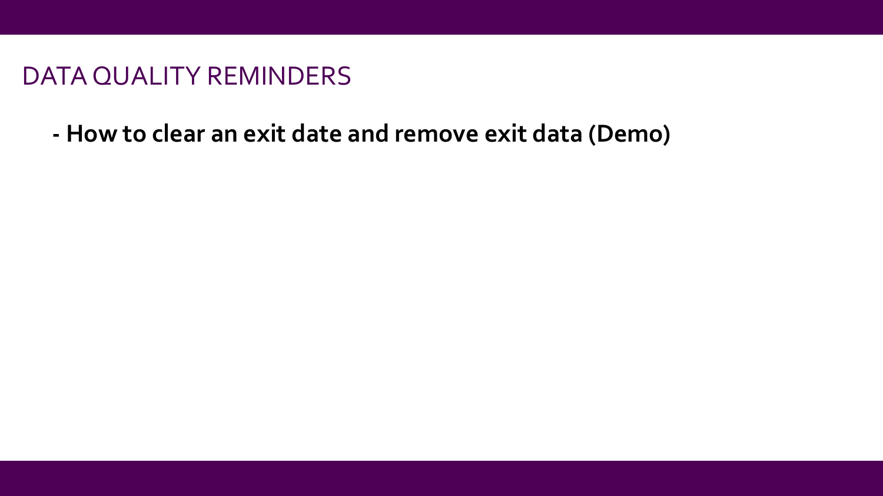# DATA QUALITY REMINDERS

- **How to clear an exit date and remove exit data (Demo)**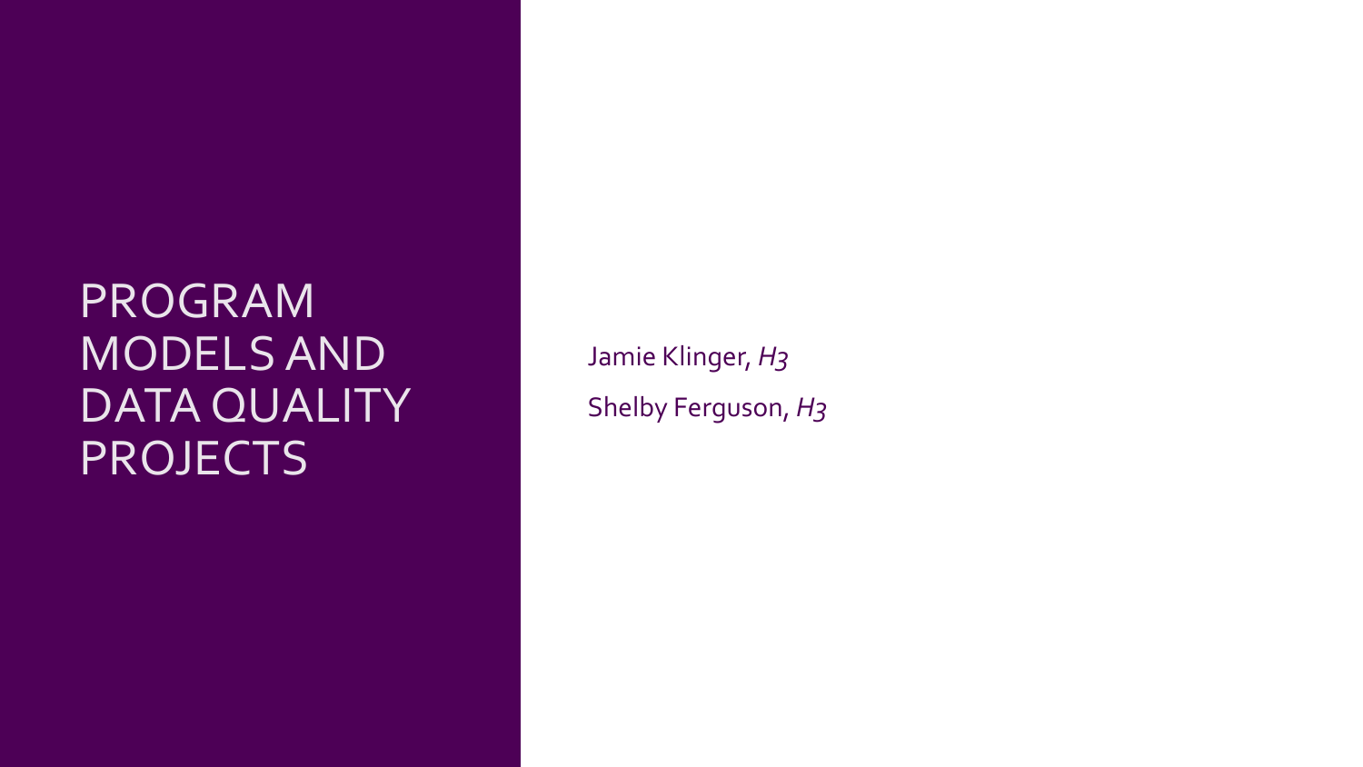# PROGRAM MODELS AND DATA QUALITY PROJECTS

Jamie Klinger, *H3*

Shelby Ferguson, *H3*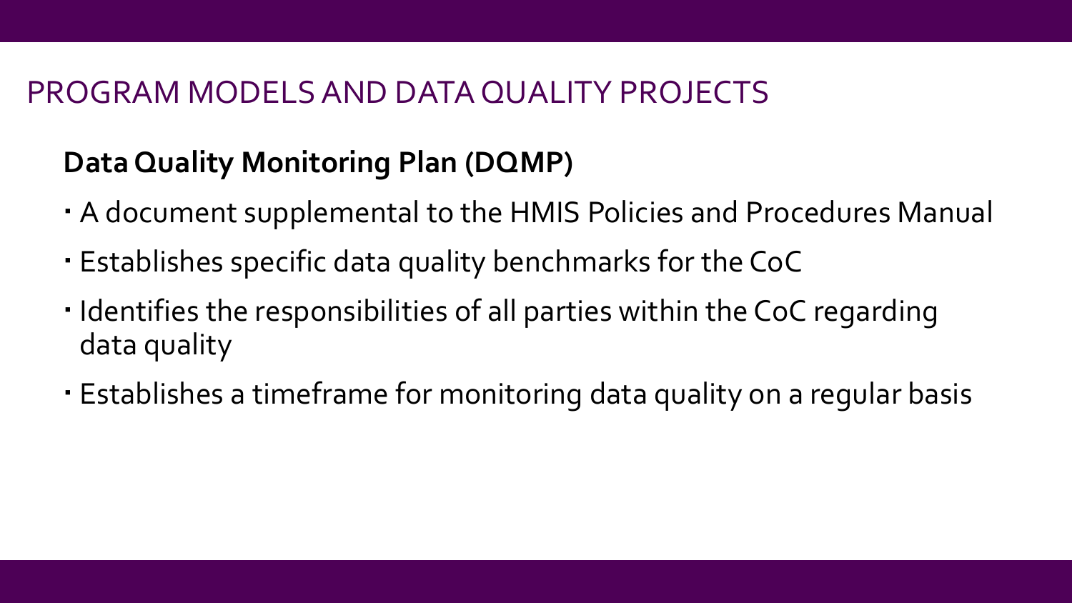# PROGRAM MODELS AND DATA QUALITY PROJECTS

## Data Quality Monitoring Plan (DQMP)

- A document supplemental to the HMIS Policies and Procedures Manual
- Establishes specific data quality benchmarks for the CoC
- Identifies the responsibilities of all parties within the CoC regarding data quality
- Establishes a timeframe for monitoring data quality on a regular basis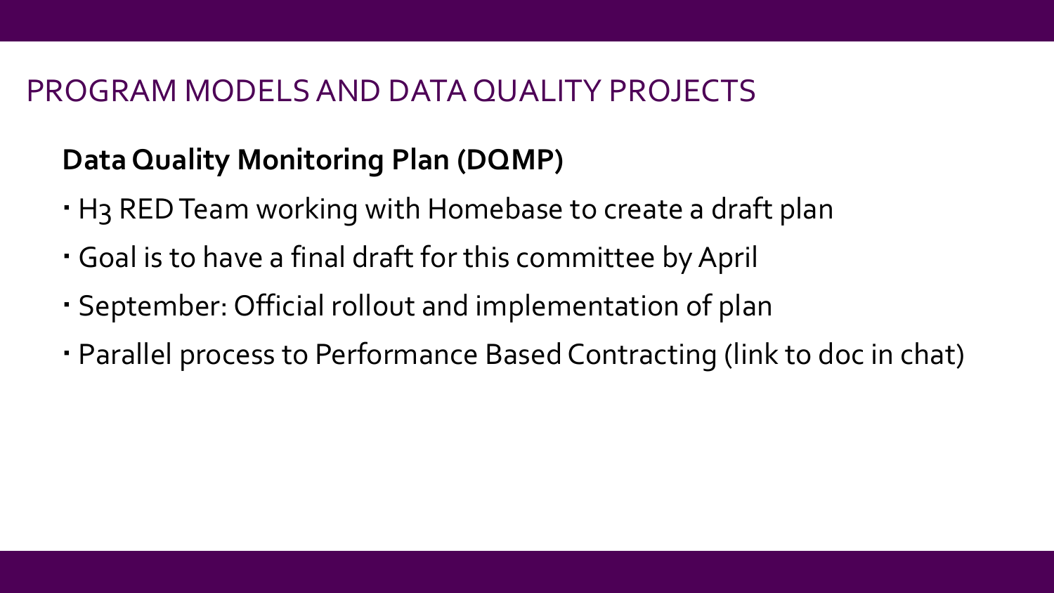# PROGRAM MODELS AND DATA QUALITY PROJECTS

## Data Quality Monitoring Plan (DQMP)

- H3 RED Team working with Homebase to create a draft plan
- Goal is to have a final draft for this committee by April
- September: Official rollout and implementation of plan
- Parallel process to Performance Based Contracting (link to doc in chat)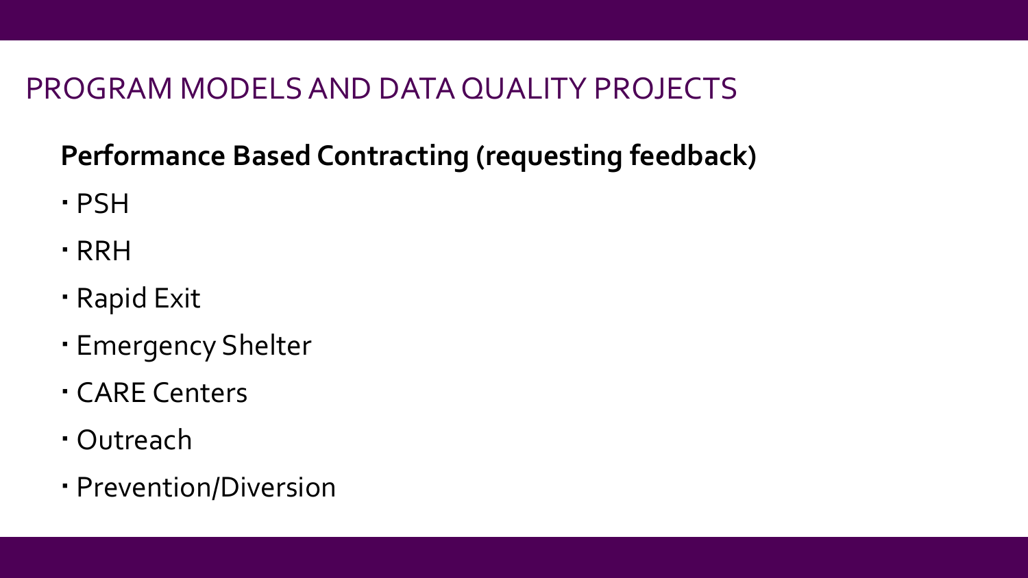# PROGRAM MODELS AND DATA QUALITY PROJECTS

**Performance Based Contracting (requesting feedback)**

- PSH
- RRH
- Rapid Exit
- Emergency Shelter
- CARE Centers
- Outreach
- Prevention/Diversion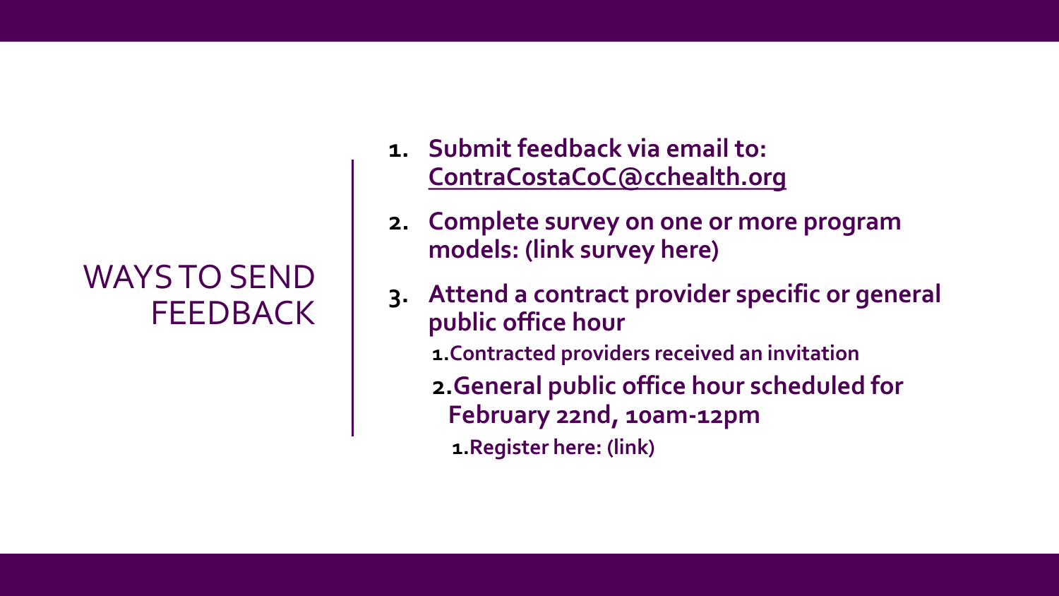# WAYS TO SEND FEEDBACK

1. **Submit feedback via email to: ContraCostaCoC@cchealth.org**
2. **Complete survey on one or more program models: (link survey here)**
3. **Attend a contract provider specific or general public office hour**
   1. **Contracted providers received an invitation**
   2. **General public office hour scheduled for February 22nd, 10am-12pm**
      1. **Register here: (link)**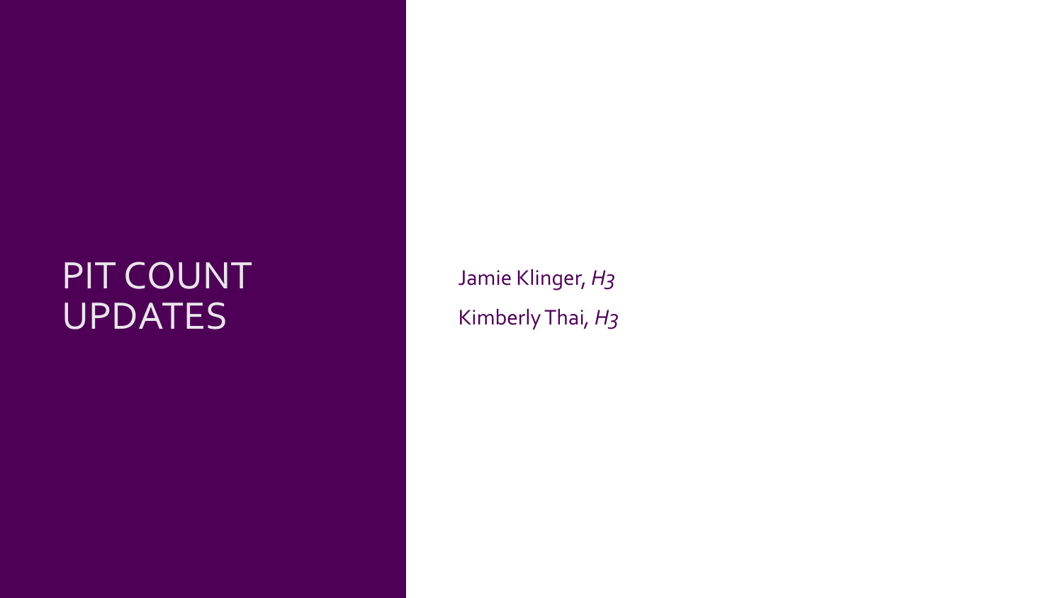# PIT COUNT UPDATES

Jamie Klinger, *H3*

Kimberly Thai, *H3*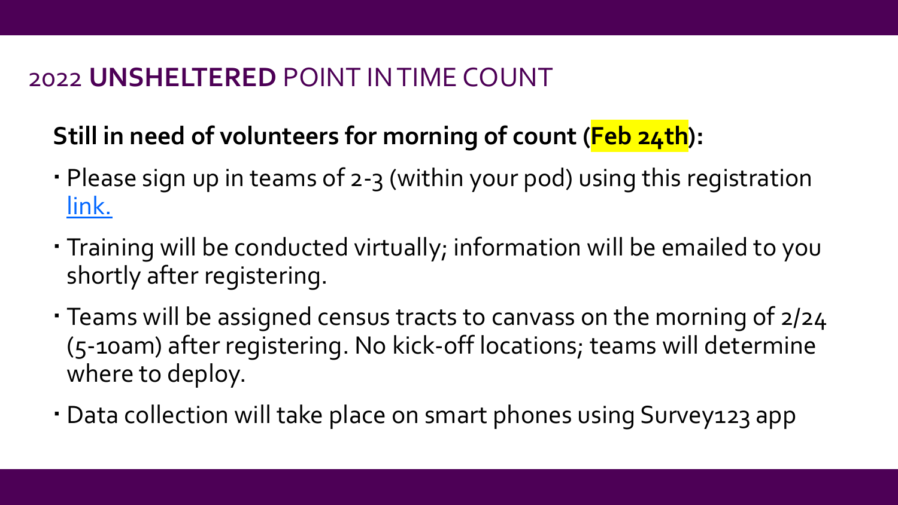# 2022 **UNSHELTERED** POINT IN TIME COUNT

**Still in need of volunteers for morning of count (Feb 24th):**

- Please sign up in teams of 2-3 (within your pod) using this registration link.
- Training will be conducted virtually; information will be emailed to you shortly after registering.
- Teams will be assigned census tracts to canvass on the morning of 2/24 (5-10am) after registering. No kick-off locations; teams will determine where to deploy.
- Data collection will take place on smart phones using Survey123 app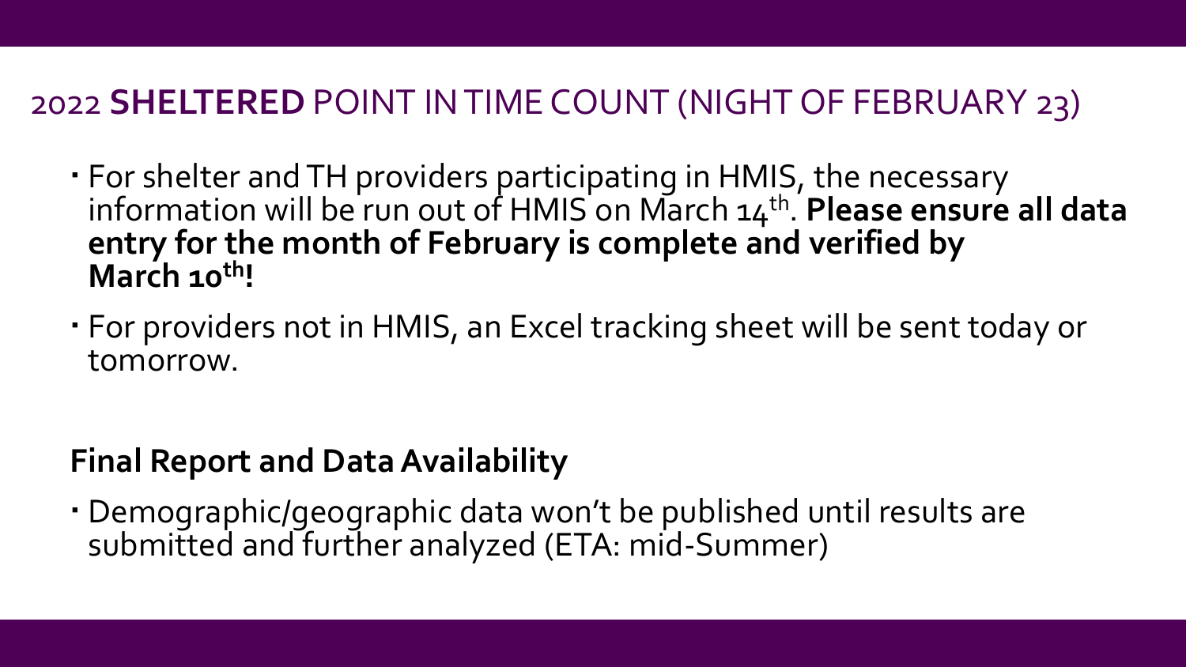## 2022 **SHELTERED** POINT IN TIME COUNT (NIGHT OF FEBRUARY 23)

- For shelter and TH providers participating in HMIS, the necessary information will be run out of HMIS on March 14th. **Please ensure all data entry for the month of February is complete and verified by March 10th!**
- For providers not in HMIS, an Excel tracking sheet will be sent today or tomorrow.

### Final Report and Data Availability

- Demographic/geographic data won't be published until results are submitted and further analyzed (ETA: mid-Summer)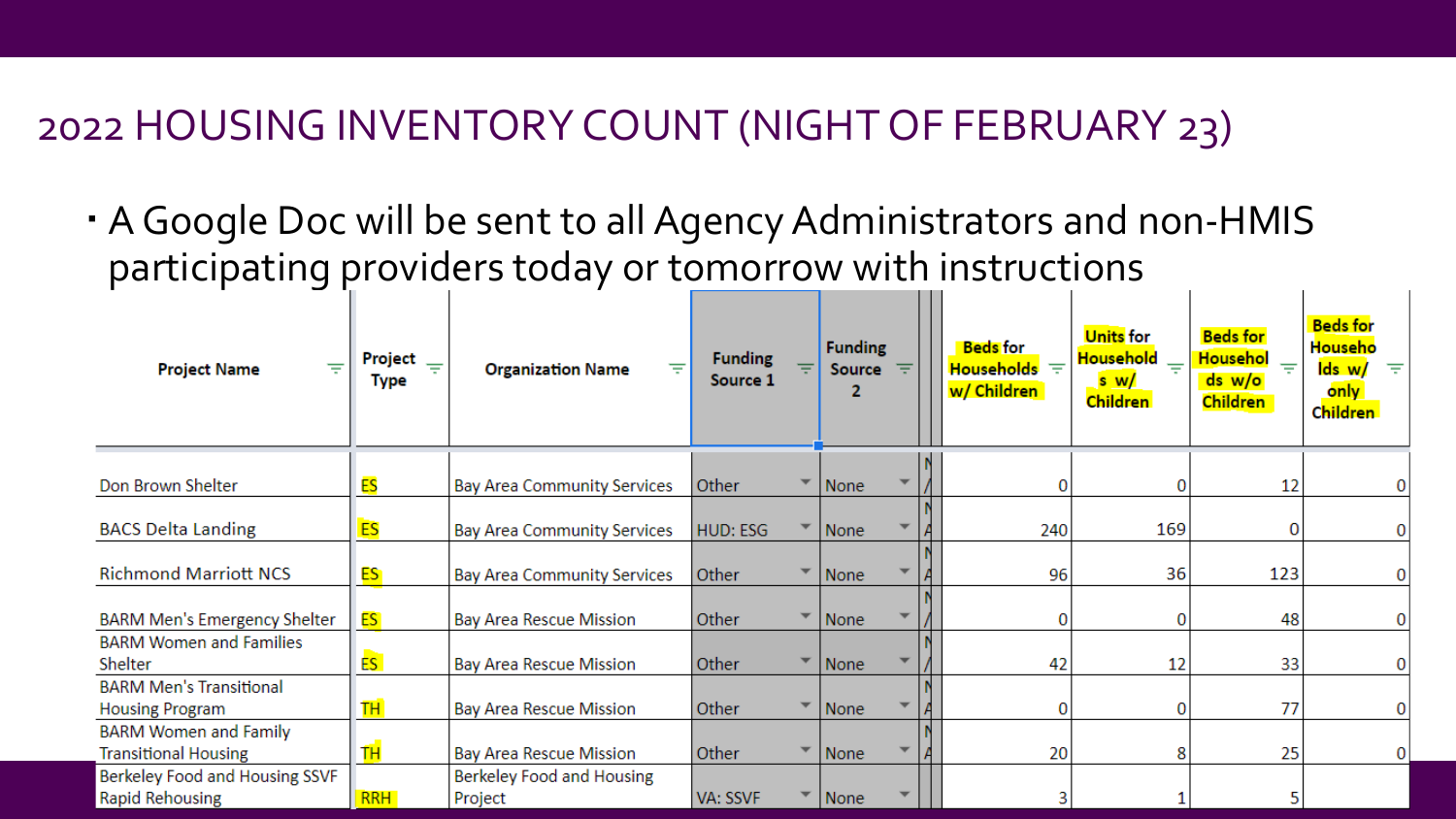# 2022 HOUSING INVENTORY COUNT (NIGHT OF FEBRUARY 23)

- A Google Doc will be sent to all Agency Administrators and non-HMIS participating providers today or tomorrow with instructions

| Project Name | Project Type | Organization Name | Funding Source 1 | Funding Source 2 | Beds for Households w/ Children | Units for Households w/ Children | Beds for Households w/o Children | Beds for Households w/ only Children |
|---|---|---|---|---|---|---|---|---|
| Don Brown Shelter | ES | Bay Area Community Services | Other | None | 0 | 0 | 12 | 0 |
| BACS Delta Landing | ES | Bay Area Community Services | HUD: ESG | None | 240 | 169 | 0 | 0 |
| Richmond Marriott NCS | ES | Bay Area Community Services | Other | None | 96 | 36 | 123 | 0 |
| BARM Men's Emergency Shelter | ES | Bay Area Rescue Mission | Other | None | 0 | 0 | 48 | 0 |
| BARM Women and Families Shelter | ES | Bay Area Rescue Mission | Other | None | 42 | 12 | 33 | 0 |
| BARM Men's Transitional Housing Program | TH | Bay Area Rescue Mission | Other | None | 0 | 0 | 77 | 0 |
| BARM Women and Family Transitional Housing | TH | Bay Area Rescue Mission | Other | None | 20 | 8 | 25 | 0 |
| Berkeley Food and Housing SSVF Rapid Rehousing | RRH | Berkeley Food and Housing Project | VA: SSVF | None | 3 | 1 | 5 | |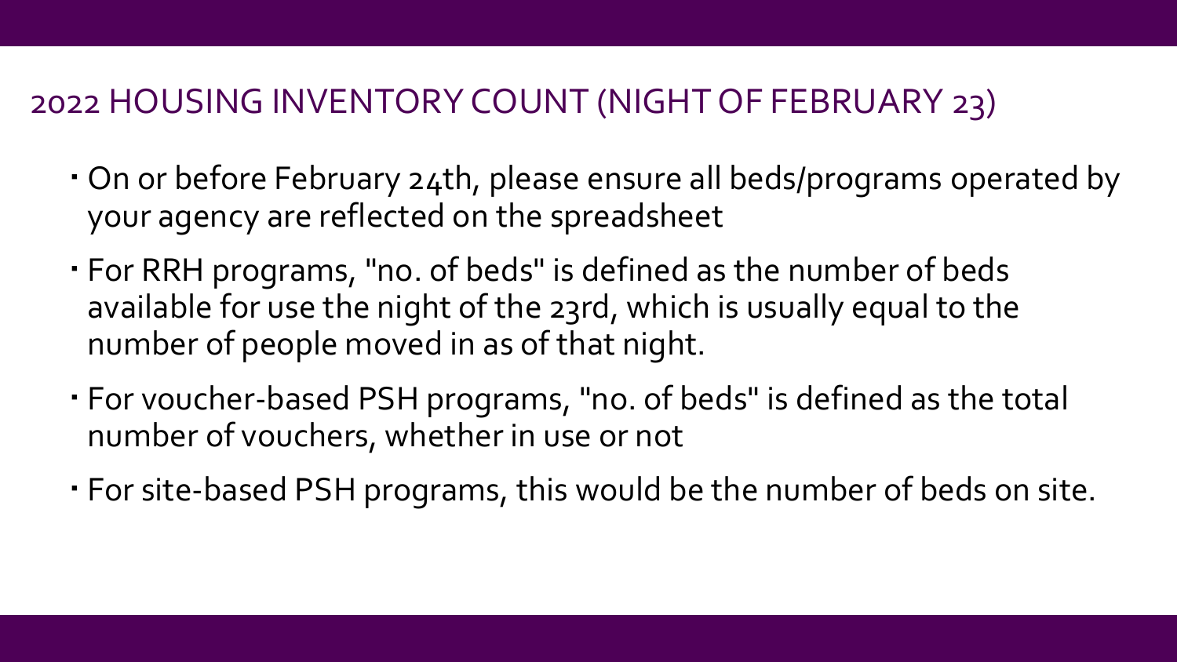## 2022 HOUSING INVENTORY COUNT (NIGHT OF FEBRUARY 23)

- On or before February 24th, please ensure all beds/programs operated by your agency are reflected on the spreadsheet
- For RRH programs, "no. of beds" is defined as the number of beds available for use the night of the 23rd, which is usually equal to the number of people moved in as of that night.
- For voucher-based PSH programs, "no. of beds" is defined as the total number of vouchers, whether in use or not
- For site-based PSH programs, this would be the number of beds on site.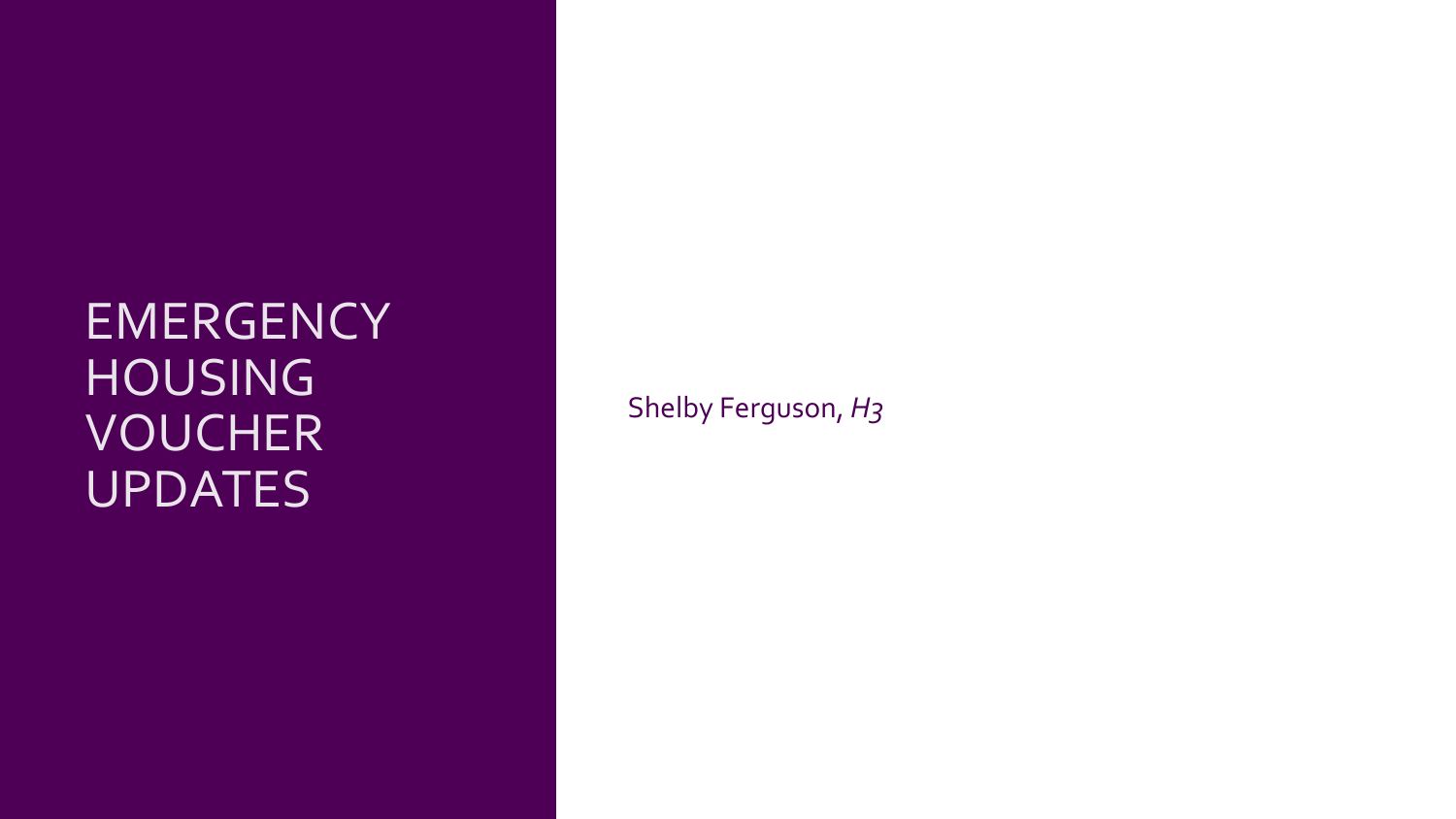# EMERGENCY HOUSING VOUCHER UPDATES

Shelby Ferguson, *H3*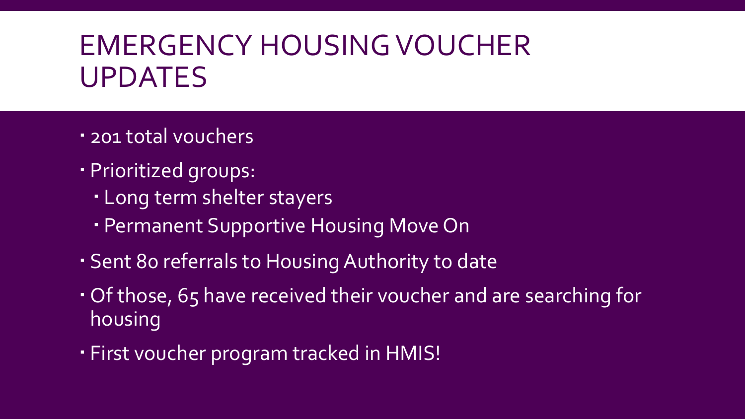# EMERGENCY HOUSING VOUCHER UPDATES

- 201 total vouchers
- Prioritized groups:
  - Long term shelter stayers
  - Permanent Supportive Housing Move On
- Sent 80 referrals to Housing Authority to date
- Of those, 65 have received their voucher and are searching for housing
- First voucher program tracked in HMIS!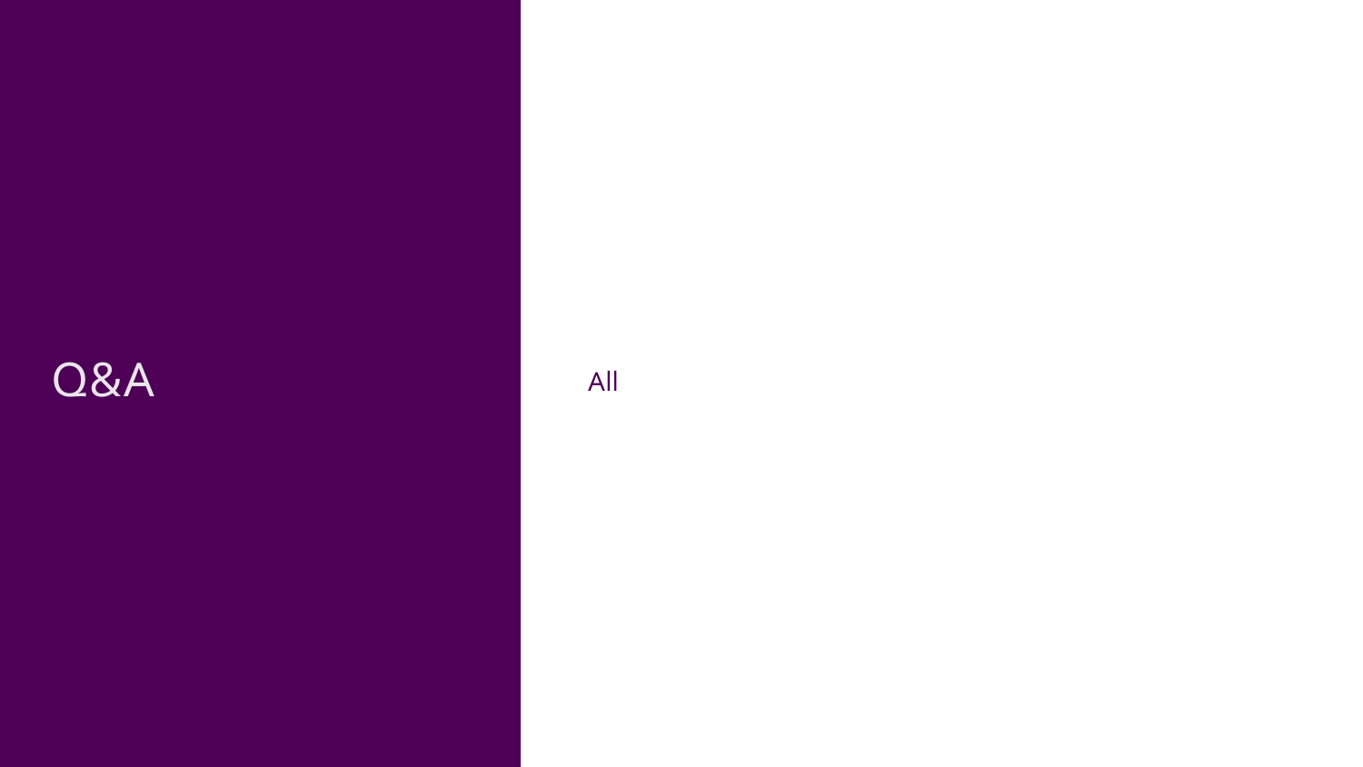# Q&A

All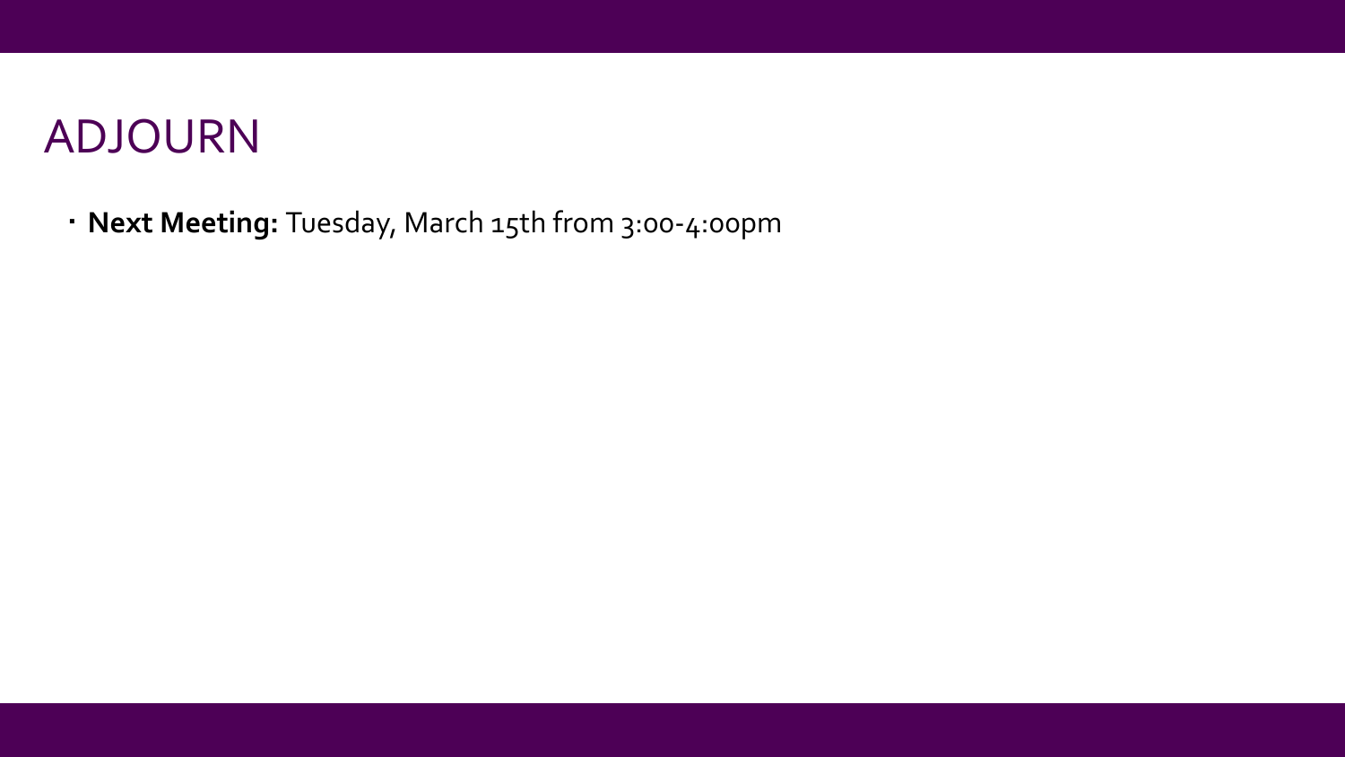# ADJOURN

- **Next Meeting:** Tuesday, March 15th from 3:00-4:00pm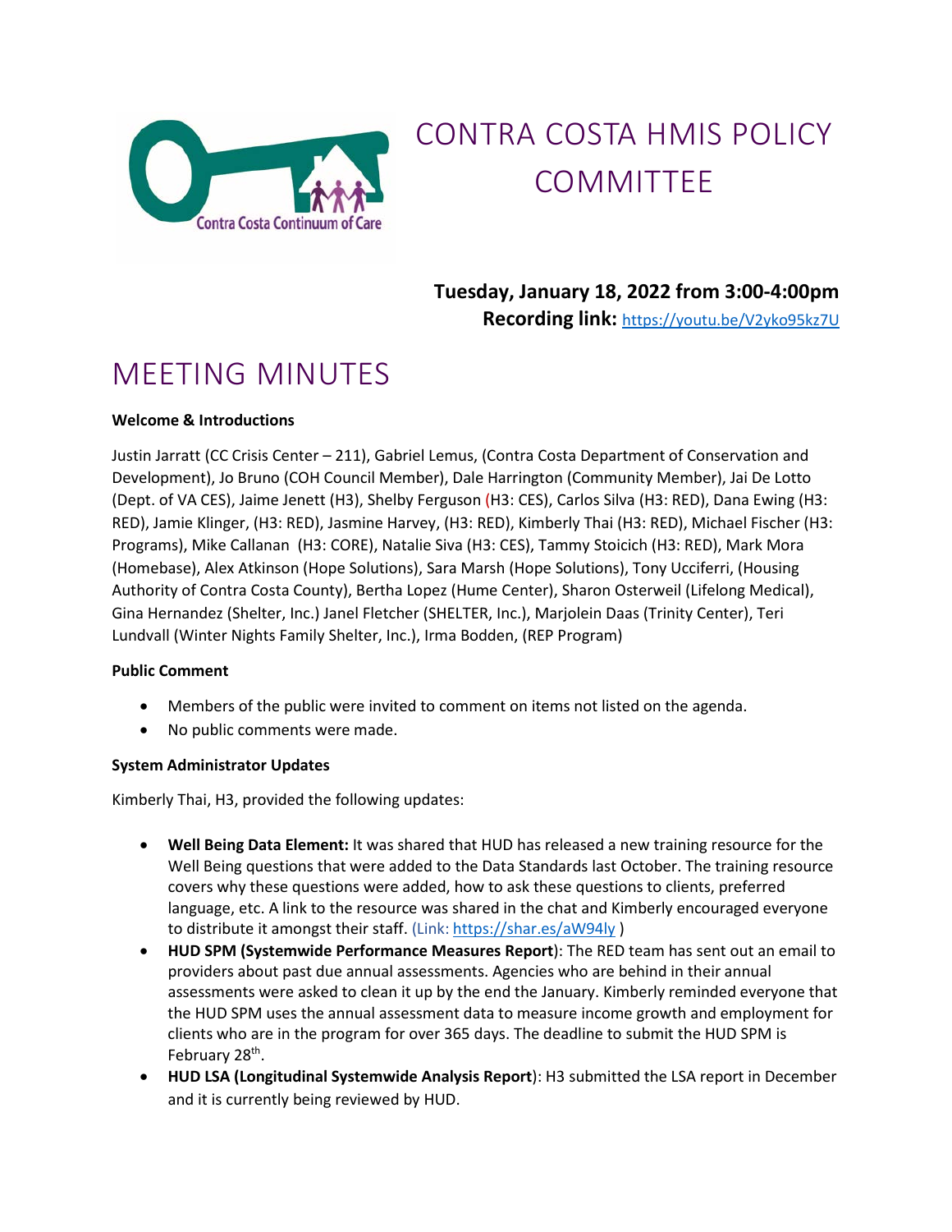# CONTRA COSTA HMIS POLICY COMMITTEE

**Tuesday, January 18, 2022 from 3:00-4:00pm**
**Recording link:** https://youtu.be/V2yko95kz7U

# MEETING MINUTES

**Welcome & Introductions**

Justin Jarratt (CC Crisis Center – 211), Gabriel Lemus, (Contra Costa Department of Conservation and Development), Jo Bruno (COH Council Member), Dale Harrington (Community Member), Jai De Lotto (Dept. of VA CES), Jaime Jenett (H3), Shelby Ferguson (H3: CES), Carlos Silva (H3: RED), Dana Ewing (H3: RED), Jamie Klinger, (H3: RED), Jasmine Harvey, (H3: RED), Kimberly Thai (H3: RED), Michael Fischer (H3: Programs), Mike Callanan (H3: CORE), Natalie Siva (H3: CES), Tammy Stoicich (H3: RED), Mark Mora (Homebase), Alex Atkinson (Hope Solutions), Sara Marsh (Hope Solutions), Tony Ucciferri, (Housing Authority of Contra Costa County), Bertha Lopez (Hume Center), Sharon Osterweil (Lifelong Medical), Gina Hernandez (Shelter, Inc.) Janel Fletcher (SHELTER, Inc.), Marjolein Daas (Trinity Center), Teri Lundvall (Winter Nights Family Shelter, Inc.), Irma Bodden, (REP Program)

**Public Comment**

- Members of the public were invited to comment on items not listed on the agenda.
- No public comments were made.

**System Administrator Updates**

Kimberly Thai, H3, provided the following updates:

- **Well Being Data Element:** It was shared that HUD has released a new training resource for the Well Being questions that were added to the Data Standards last October. The training resource covers why these questions were added, how to ask these questions to clients, preferred language, etc. A link to the resource was shared in the chat and Kimberly encouraged everyone to distribute it amongst their staff. (Link: https://shar.es/aW94ly )
- **HUD SPM (Systemwide Performance Measures Report**): The RED team has sent out an email to providers about past due annual assessments. Agencies who are behind in their annual assessments were asked to clean it up by the end the January. Kimberly reminded everyone that the HUD SPM uses the annual assessment data to measure income growth and employment for clients who are in the program for over 365 days. The deadline to submit the HUD SPM is February 28th.
- **HUD LSA (Longitudinal Systemwide Analysis Report**): H3 submitted the LSA report in December and it is currently being reviewed by HUD.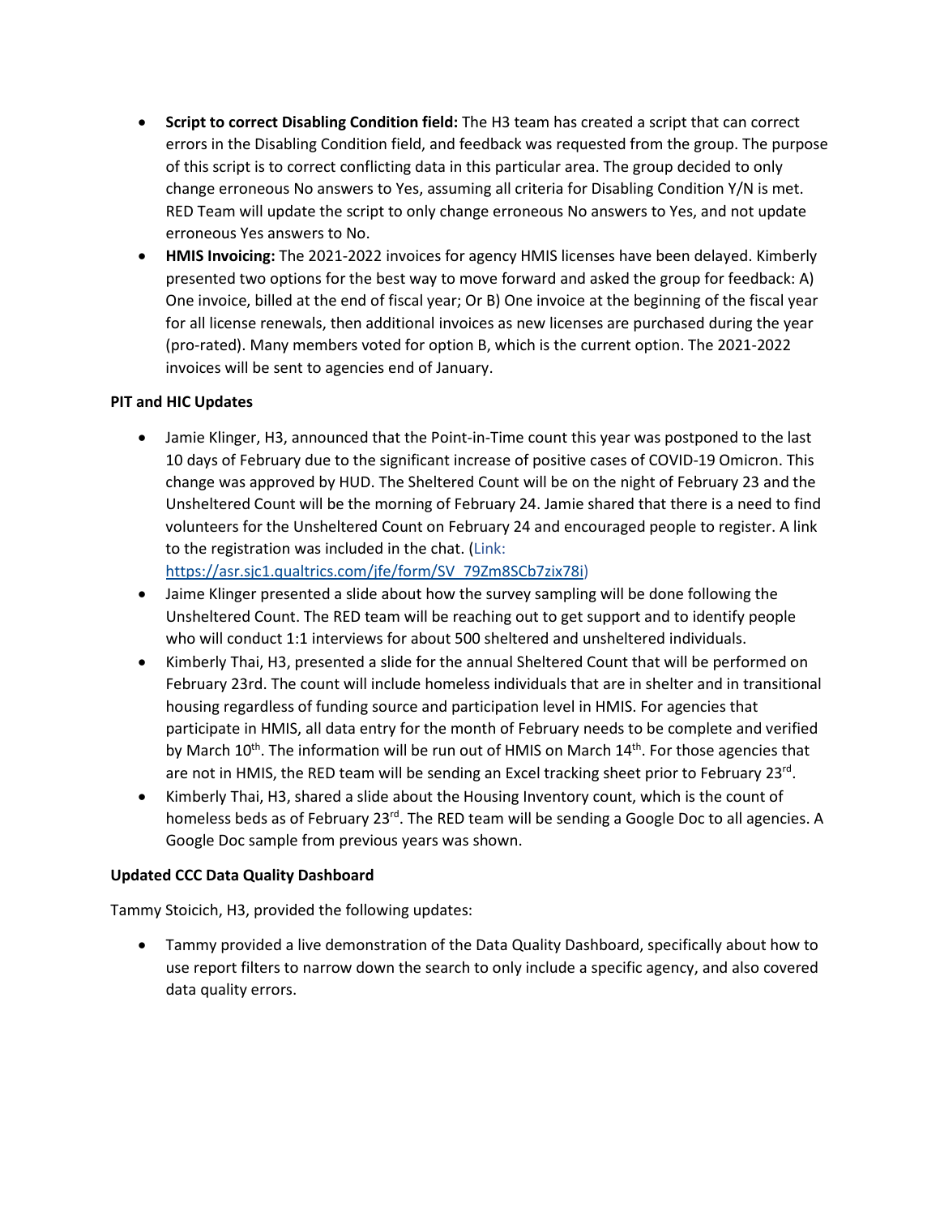- **Script to correct Disabling Condition field:** The H3 team has created a script that can correct errors in the Disabling Condition field, and feedback was requested from the group. The purpose of this script is to correct conflicting data in this particular area. The group decided to only change erroneous No answers to Yes, assuming all criteria for Disabling Condition Y/N is met. RED Team will update the script to only change erroneous No answers to Yes, and not update erroneous Yes answers to No.
- **HMIS Invoicing:** The 2021-2022 invoices for agency HMIS licenses have been delayed. Kimberly presented two options for the best way to move forward and asked the group for feedback: A) One invoice, billed at the end of fiscal year; Or B) One invoice at the beginning of the fiscal year for all license renewals, then additional invoices as new licenses are purchased during the year (pro-rated). Many members voted for option B, which is the current option. The 2021-2022 invoices will be sent to agencies end of January.

**PIT and HIC Updates**

- Jamie Klinger, H3, announced that the Point-in-Time count this year was postponed to the last 10 days of February due to the significant increase of positive cases of COVID-19 Omicron. This change was approved by HUD. The Sheltered Count will be on the night of February 23 and the Unsheltered Count will be the morning of February 24. Jamie shared that there is a need to find volunteers for the Unsheltered Count on February 24 and encouraged people to register. A link to the registration was included in the chat. (Link: https://asr.sjc1.qualtrics.com/jfe/form/SV_79Zm8SCb7zix78i)
- Jaime Klinger presented a slide about how the survey sampling will be done following the Unsheltered Count. The RED team will be reaching out to get support and to identify people who will conduct 1:1 interviews for about 500 sheltered and unsheltered individuals.
- Kimberly Thai, H3, presented a slide for the annual Sheltered Count that will be performed on February 23rd. The count will include homeless individuals that are in shelter and in transitional housing regardless of funding source and participation level in HMIS. For agencies that participate in HMIS, all data entry for the month of February needs to be complete and verified by March 10th. The information will be run out of HMIS on March 14th. For those agencies that are not in HMIS, the RED team will be sending an Excel tracking sheet prior to February 23rd.
- Kimberly Thai, H3, shared a slide about the Housing Inventory count, which is the count of homeless beds as of February 23rd. The RED team will be sending a Google Doc to all agencies. A Google Doc sample from previous years was shown.

**Updated CCC Data Quality Dashboard**

Tammy Stoicich, H3, provided the following updates:

- Tammy provided a live demonstration of the Data Quality Dashboard, specifically about how to use report filters to narrow down the search to only include a specific agency, and also covered data quality errors.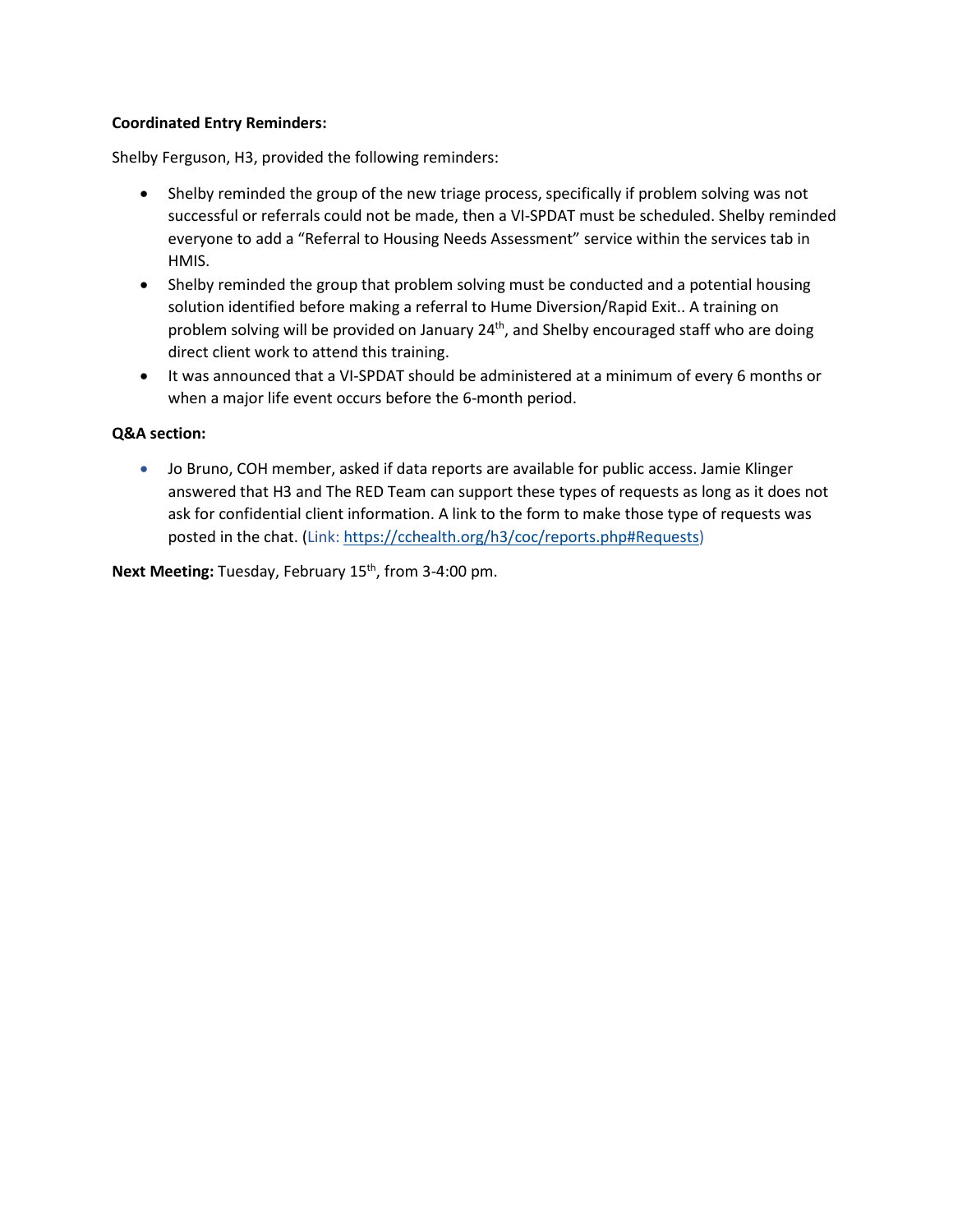**Coordinated Entry Reminders:**

Shelby Ferguson, H3, provided the following reminders:

- Shelby reminded the group of the new triage process, specifically if problem solving was not successful or referrals could not be made, then a VI-SPDAT must be scheduled. Shelby reminded everyone to add a "Referral to Housing Needs Assessment" service within the services tab in HMIS.
- Shelby reminded the group that problem solving must be conducted and a potential housing solution identified before making a referral to Hume Diversion/Rapid Exit.. A training on problem solving will be provided on January 24th, and Shelby encouraged staff who are doing direct client work to attend this training.
- It was announced that a VI-SPDAT should be administered at a minimum of every 6 months or when a major life event occurs before the 6-month period.

**Q&A section:**

- Jo Bruno, COH member, asked if data reports are available for public access. Jamie Klinger answered that H3 and The RED Team can support these types of requests as long as it does not ask for confidential client information. A link to the form to make those type of requests was posted in the chat. (Link: https://cchealth.org/h3/coc/reports.php#Requests)

**Next Meeting:** Tuesday, February 15th, from 3-4:00 pm.